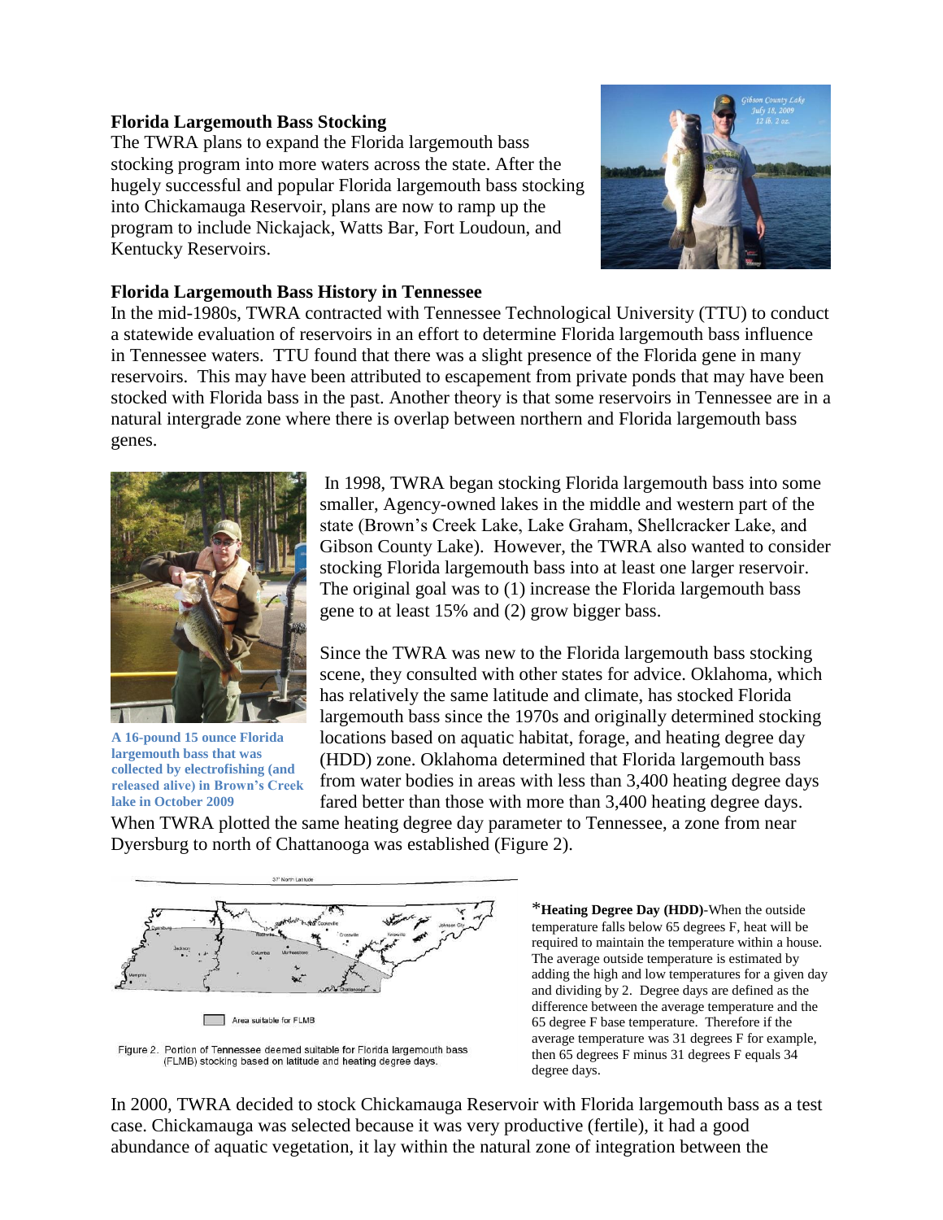**Florida Largemouth Bass Stocking**

The TWRA plans to expand the Florida largemouth bass stocking program into more waters across the state. After the hugely successful and popular Florida largemouth bass stocking into Chickamauga Reservoir, plans are now to ramp up the program to include Nickajack, Watts Bar, Fort Loudoun, and Kentucky Reservoirs.

**Florida Largemouth Bass History in Tennessee**

In the mid-1980s, TWRA contracted with Tennessee Technological University (TTU) to conduct a statewide evaluation of reservoirs in an effort to determine Florida largemouth bass influence in Tennessee waters. TTU found that there was a slight presence of the Florida gene in many reservoirs. This may have been attributed to escapement from private ponds that may have been stocked with Florida bass in the past. Another theory is that some reservoirs in Tennessee are in a natural intergrade zone where there is overlap between northern and Florida largemouth bass genes.

A 16-pound 15 ounce Florida largemouth bass that was collected by electrofishing (and released alive) in Brown's Creek lake in October 2009

In 1998, TWRA began stocking Florida largemouth bass into some smaller, Agency-owned lakes in the middle and western part of the state (Brown's Creek Lake, Lake Graham, Shellcracker Lake, and Gibson County Lake). However, the TWRA also wanted to consider stocking Florida largemouth bass into at least one larger reservoir. The original goal was to (1) increase the Florida largemouth bass gene to at least 15% and (2) grow bigger bass.

Since the TWRA was new to the Florida largemouth bass stocking scene, they consulted with other states for advice. Oklahoma, which has relatively the same latitude and climate, has stocked Florida largemouth bass since the 1970s and originally determined stocking locations based on aquatic habitat, forage, and heating degree day (HDD) zone. Oklahoma determined that Florida largemouth bass from water bodies in areas with less than 3,400 heating degree days fared better than those with more than 3,400 heating degree days. When TWRA plotted the same heating degree day parameter to Tennessee, a zone from near Dyersburg to north of Chattanooga was established (Figure 2).

Figure 2. Portion of Tennessee deemed suitable for Florida largemouth bass (FLMB) stocking based on latitude and heating degree days.

\***Heating Degree Day (HDD)**-When the outside temperature falls below 65 degrees F, heat will be required to maintain the temperature within a house. The average outside temperature is estimated by adding the high and low temperatures for a given day and dividing by 2. Degree days are defined as the difference between the average temperature and the 65 degree F base temperature. Therefore if the average temperature was 31 degrees F for example, then 65 degrees F minus 31 degrees F equals 34 degree days.

In 2000, TWRA decided to stock Chickamauga Reservoir with Florida largemouth bass as a test case. Chickamauga was selected because it was very productive (fertile), it had a good abundance of aquatic vegetation, it lay within the natural zone of integration between the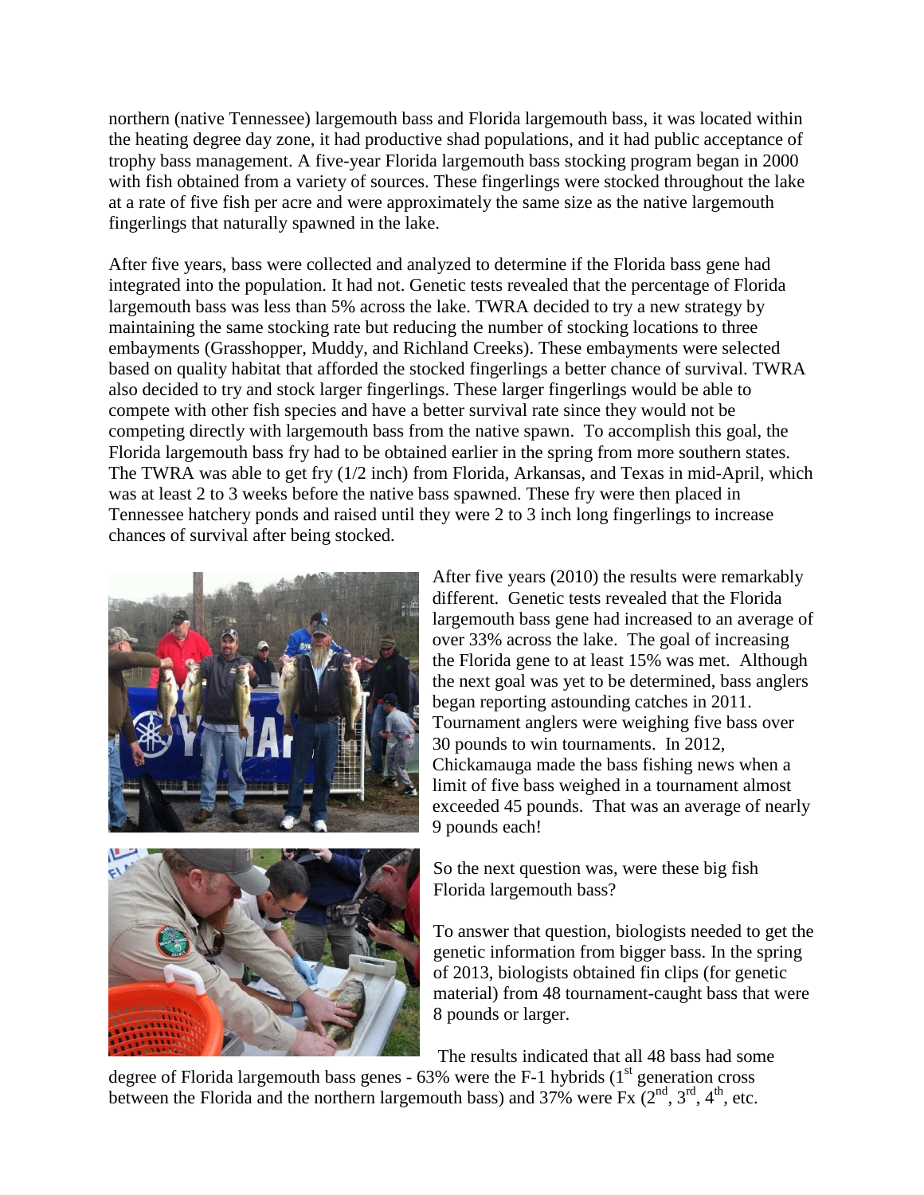northern (native Tennessee) largemouth bass and Florida largemouth bass, it was located within the heating degree day zone, it had productive shad populations, and it had public acceptance of trophy bass management. A five-year Florida largemouth bass stocking program began in 2000 with fish obtained from a variety of sources. These fingerlings were stocked throughout the lake at a rate of five fish per acre and were approximately the same size as the native largemouth fingerlings that naturally spawned in the lake.

After five years, bass were collected and analyzed to determine if the Florida bass gene had integrated into the population. It had not. Genetic tests revealed that the percentage of Florida largemouth bass was less than 5% across the lake. TWRA decided to try a new strategy by maintaining the same stocking rate but reducing the number of stocking locations to three embayments (Grasshopper, Muddy, and Richland Creeks). These embayments were selected based on quality habitat that afforded the stocked fingerlings a better chance of survival. TWRA also decided to try and stock larger fingerlings. These larger fingerlings would be able to compete with other fish species and have a better survival rate since they would not be competing directly with largemouth bass from the native spawn. To accomplish this goal, the Florida largemouth bass fry had to be obtained earlier in the spring from more southern states. The TWRA was able to get fry (1/2 inch) from Florida, Arkansas, and Texas in mid-April, which was at least 2 to 3 weeks before the native bass spawned. These fry were then placed in Tennessee hatchery ponds and raised until they were 2 to 3 inch long fingerlings to increase chances of survival after being stocked.

After five years (2010) the results were remarkably different. Genetic tests revealed that the Florida largemouth bass gene had increased to an average of over 33% across the lake. The goal of increasing the Florida gene to at least 15% was met. Although the next goal was yet to be determined, bass anglers began reporting astounding catches in 2011. Tournament anglers were weighing five bass over 30 pounds to win tournaments. In 2012, Chickamauga made the bass fishing news when a limit of five bass weighed in a tournament almost exceeded 45 pounds. That was an average of nearly 9 pounds each!

So the next question was, were these big fish Florida largemouth bass?

To answer that question, biologists needed to get the genetic information from bigger bass. In the spring of 2013, biologists obtained fin clips (for genetic material) from 48 tournament-caught bass that were 8 pounds or larger.

The results indicated that all 48 bass had some degree of Florida largemouth bass genes - 63% were the F-1 hybrids (1st generation cross between the Florida and the northern largemouth bass) and 37% were Fx (2nd, 3rd, 4th, etc.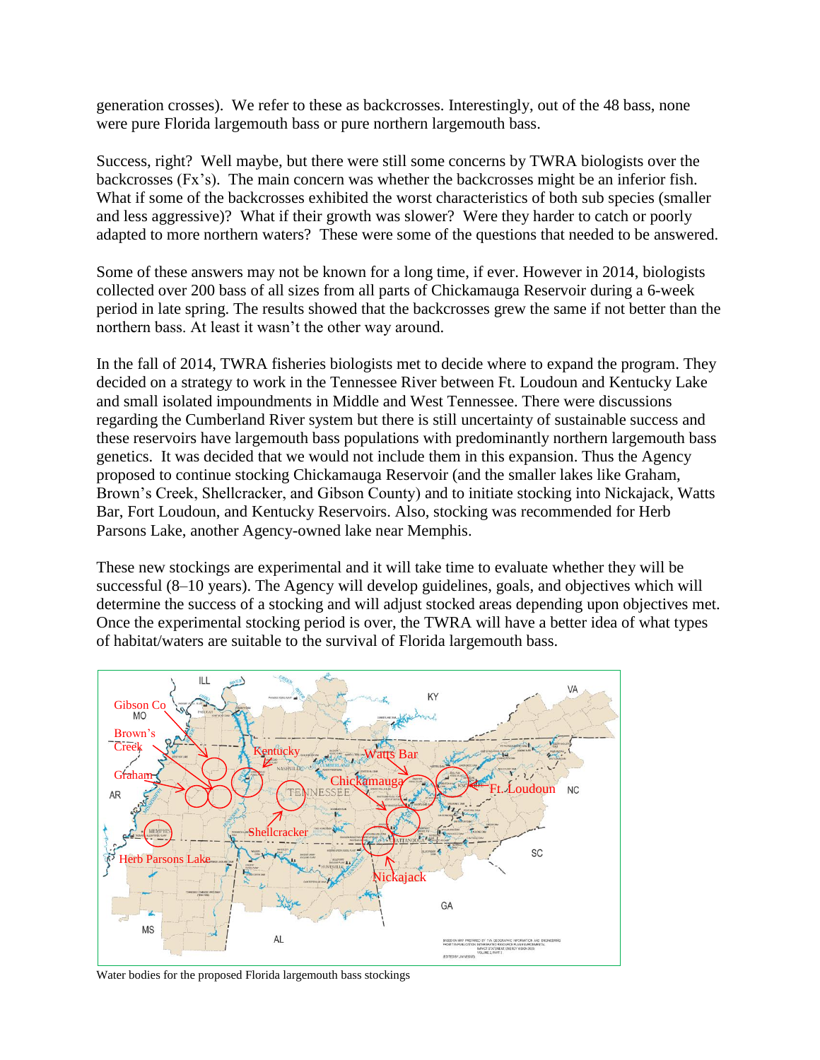generation crosses). We refer to these as backcrosses. Interestingly, out of the 48 bass, none were pure Florida largemouth bass or pure northern largemouth bass.

Success, right? Well maybe, but there were still some concerns by TWRA biologists over the backcrosses (Fx's). The main concern was whether the backcrosses might be an inferior fish. What if some of the backcrosses exhibited the worst characteristics of both sub species (smaller and less aggressive)? What if their growth was slower? Were they harder to catch or poorly adapted to more northern waters? These were some of the questions that needed to be answered.

Some of these answers may not be known for a long time, if ever. However in 2014, biologists collected over 200 bass of all sizes from all parts of Chickamauga Reservoir during a 6-week period in late spring. The results showed that the backcrosses grew the same if not better than the northern bass. At least it wasn't the other way around.

In the fall of 2014, TWRA fisheries biologists met to decide where to expand the program. They decided on a strategy to work in the Tennessee River between Ft. Loudoun and Kentucky Lake and small isolated impoundments in Middle and West Tennessee. There were discussions regarding the Cumberland River system but there is still uncertainty of sustainable success and these reservoirs have largemouth bass populations with predominantly northern largemouth bass genetics. It was decided that we would not include them in this expansion. Thus the Agency proposed to continue stocking Chickamauga Reservoir (and the smaller lakes like Graham, Brown's Creek, Shellcracker, and Gibson County) and to initiate stocking into Nickajack, Watts Bar, Fort Loudoun, and Kentucky Reservoirs. Also, stocking was recommended for Herb Parsons Lake, another Agency-owned lake near Memphis.

These new stockings are experimental and it will take time to evaluate whether they will be successful (8–10 years). The Agency will develop guidelines, goals, and objectives which will determine the success of a stocking and will adjust stocked areas depending upon objectives met. Once the experimental stocking period is over, the TWRA will have a better idea of what types of habitat/waters are suitable to the survival of Florida largemouth bass.

Water bodies for the proposed Florida largemouth bass stockings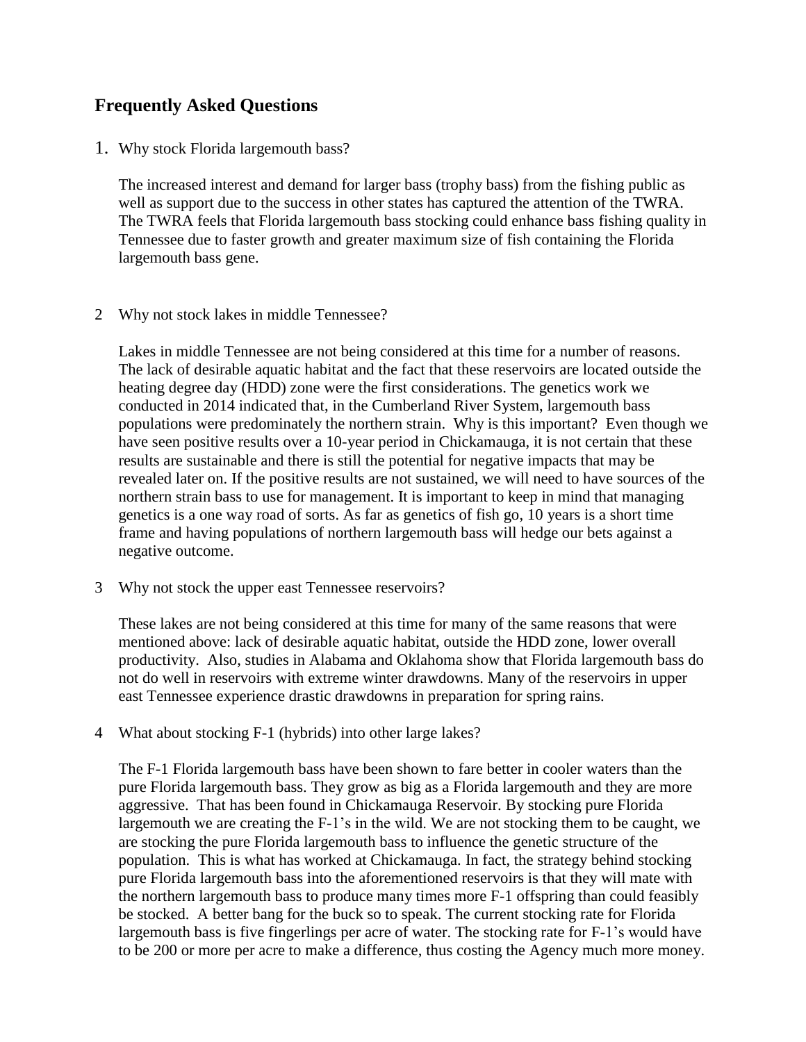## Frequently Asked Questions

1. Why stock Florida largemouth bass?

   The increased interest and demand for larger bass (trophy bass) from the fishing public as well as support due to the success in other states has captured the attention of the TWRA. The TWRA feels that Florida largemouth bass stocking could enhance bass fishing quality in Tennessee due to faster growth and greater maximum size of fish containing the Florida largemouth bass gene.

2. Why not stock lakes in middle Tennessee?

   Lakes in middle Tennessee are not being considered at this time for a number of reasons. The lack of desirable aquatic habitat and the fact that these reservoirs are located outside the heating degree day (HDD) zone were the first considerations. The genetics work we conducted in 2014 indicated that, in the Cumberland River System, largemouth bass populations were predominately the northern strain. Why is this important? Even though we have seen positive results over a 10-year period in Chickamauga, it is not certain that these results are sustainable and there is still the potential for negative impacts that may be revealed later on. If the positive results are not sustained, we will need to have sources of the northern strain bass to use for management. It is important to keep in mind that managing genetics is a one way road of sorts. As far as genetics of fish go, 10 years is a short time frame and having populations of northern largemouth bass will hedge our bets against a negative outcome.

3. Why not stock the upper east Tennessee reservoirs?

   These lakes are not being considered at this time for many of the same reasons that were mentioned above: lack of desirable aquatic habitat, outside the HDD zone, lower overall productivity. Also, studies in Alabama and Oklahoma show that Florida largemouth bass do not do well in reservoirs with extreme winter drawdowns. Many of the reservoirs in upper east Tennessee experience drastic drawdowns in preparation for spring rains.

4. What about stocking F-1 (hybrids) into other large lakes?

   The F-1 Florida largemouth bass have been shown to fare better in cooler waters than the pure Florida largemouth bass. They grow as big as a Florida largemouth and they are more aggressive. That has been found in Chickamauga Reservoir. By stocking pure Florida largemouth we are creating the F-1's in the wild. We are not stocking them to be caught, we are stocking the pure Florida largemouth bass to influence the genetic structure of the population. This is what has worked at Chickamauga. In fact, the strategy behind stocking pure Florida largemouth bass into the aforementioned reservoirs is that they will mate with the northern largemouth bass to produce many times more F-1 offspring than could feasibly be stocked. A better bang for the buck so to speak. The current stocking rate for Florida largemouth bass is five fingerlings per acre of water. The stocking rate for F-1's would have to be 200 or more per acre to make a difference, thus costing the Agency much more money.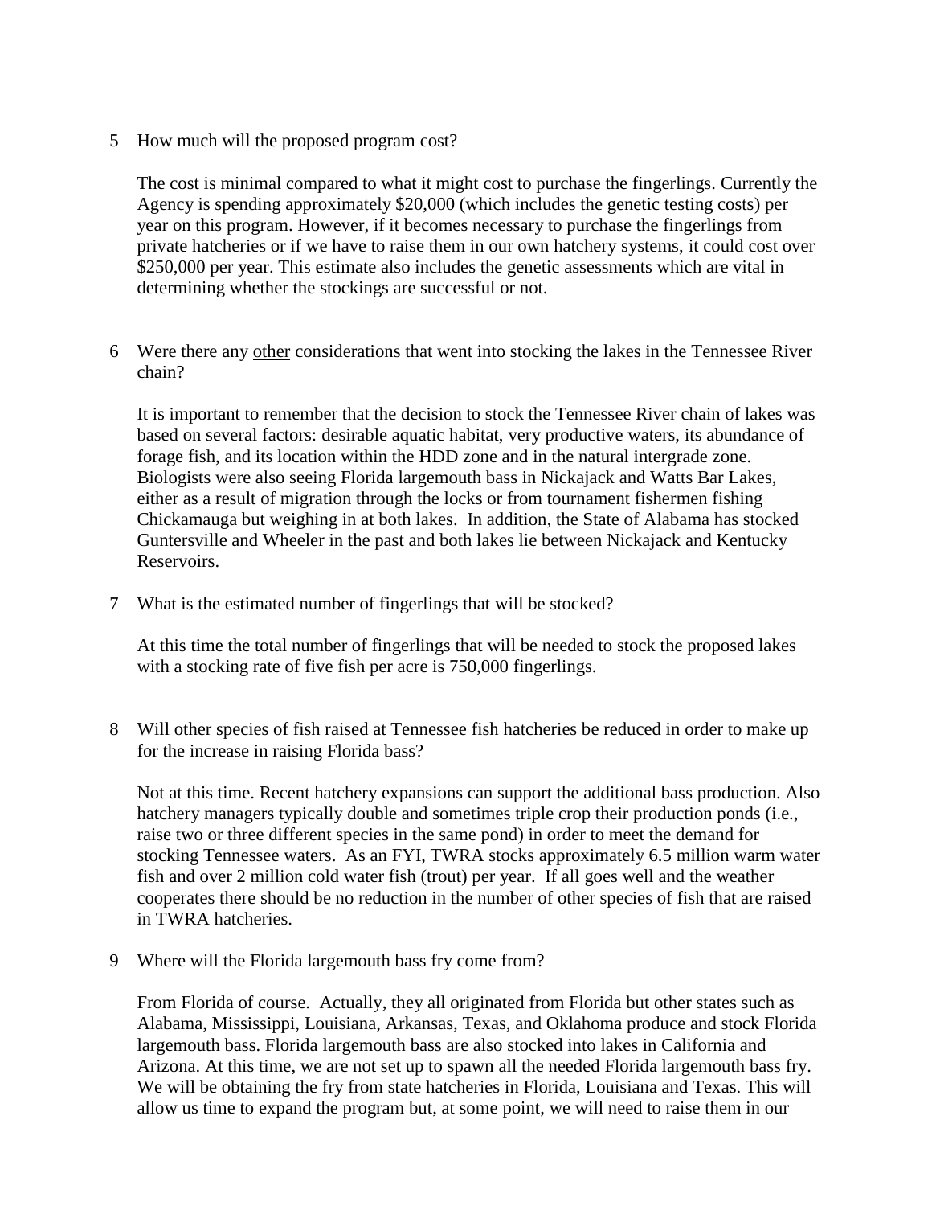5 How much will the proposed program cost?

The cost is minimal compared to what it might cost to purchase the fingerlings. Currently the Agency is spending approximately $20,000 (which includes the genetic testing costs) per year on this program. However, if it becomes necessary to purchase the fingerlings from private hatcheries or if we have to raise them in our own hatchery systems, it could cost over $250,000 per year. This estimate also includes the genetic assessments which are vital in determining whether the stockings are successful or not.

6 Were there any <u>other</u> considerations that went into stocking the lakes in the Tennessee River chain?

It is important to remember that the decision to stock the Tennessee River chain of lakes was based on several factors: desirable aquatic habitat, very productive waters, its abundance of forage fish, and its location within the HDD zone and in the natural intergrade zone. Biologists were also seeing Florida largemouth bass in Nickajack and Watts Bar Lakes, either as a result of migration through the locks or from tournament fishermen fishing Chickamauga but weighing in at both lakes. In addition, the State of Alabama has stocked Guntersville and Wheeler in the past and both lakes lie between Nickajack and Kentucky Reservoirs.

7 What is the estimated number of fingerlings that will be stocked?

At this time the total number of fingerlings that will be needed to stock the proposed lakes with a stocking rate of five fish per acre is 750,000 fingerlings.

8 Will other species of fish raised at Tennessee fish hatcheries be reduced in order to make up for the increase in raising Florida bass?

Not at this time. Recent hatchery expansions can support the additional bass production. Also hatchery managers typically double and sometimes triple crop their production ponds (i.e., raise two or three different species in the same pond) in order to meet the demand for stocking Tennessee waters. As an FYI, TWRA stocks approximately 6.5 million warm water fish and over 2 million cold water fish (trout) per year. If all goes well and the weather cooperates there should be no reduction in the number of other species of fish that are raised in TWRA hatcheries.

9 Where will the Florida largemouth bass fry come from?

From Florida of course. Actually, they all originated from Florida but other states such as Alabama, Mississippi, Louisiana, Arkansas, Texas, and Oklahoma produce and stock Florida largemouth bass. Florida largemouth bass are also stocked into lakes in California and Arizona. At this time, we are not set up to spawn all the needed Florida largemouth bass fry. We will be obtaining the fry from state hatcheries in Florida, Louisiana and Texas. This will allow us time to expand the program but, at some point, we will need to raise them in our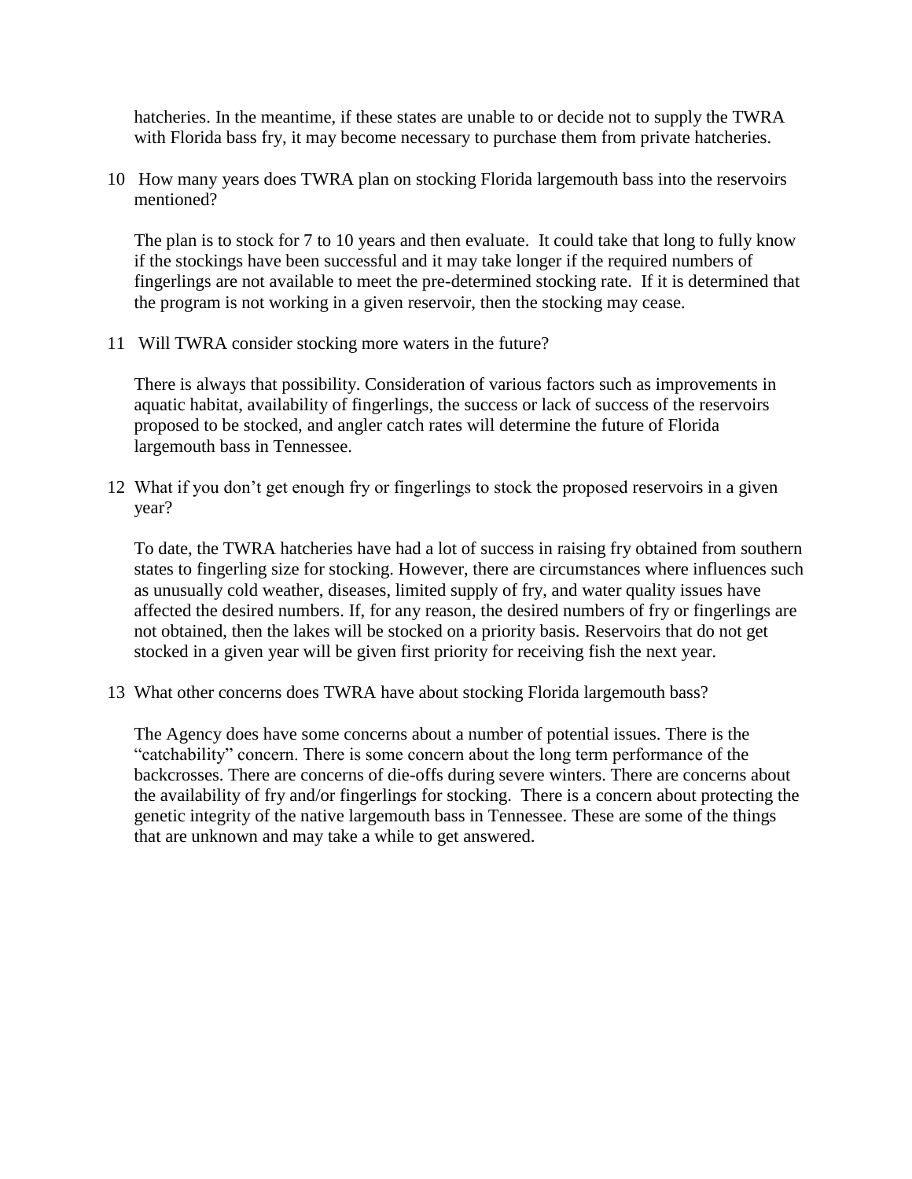hatcheries. In the meantime, if these states are unable to or decide not to supply the TWRA with Florida bass fry, it may become necessary to purchase them from private hatcheries.

10 How many years does TWRA plan on stocking Florida largemouth bass into the reservoirs mentioned?

The plan is to stock for 7 to 10 years and then evaluate. It could take that long to fully know if the stockings have been successful and it may take longer if the required numbers of fingerlings are not available to meet the pre-determined stocking rate. If it is determined that the program is not working in a given reservoir, then the stocking may cease.

11 Will TWRA consider stocking more waters in the future?

There is always that possibility. Consideration of various factors such as improvements in aquatic habitat, availability of fingerlings, the success or lack of success of the reservoirs proposed to be stocked, and angler catch rates will determine the future of Florida largemouth bass in Tennessee.

12 What if you don't get enough fry or fingerlings to stock the proposed reservoirs in a given year?

To date, the TWRA hatcheries have had a lot of success in raising fry obtained from southern states to fingerling size for stocking. However, there are circumstances where influences such as unusually cold weather, diseases, limited supply of fry, and water quality issues have affected the desired numbers. If, for any reason, the desired numbers of fry or fingerlings are not obtained, then the lakes will be stocked on a priority basis. Reservoirs that do not get stocked in a given year will be given first priority for receiving fish the next year.

13 What other concerns does TWRA have about stocking Florida largemouth bass?

The Agency does have some concerns about a number of potential issues. There is the "catchability" concern. There is some concern about the long term performance of the backcrosses. There are concerns of die-offs during severe winters. There are concerns about the availability of fry and/or fingerlings for stocking. There is a concern about protecting the genetic integrity of the native largemouth bass in Tennessee. These are some of the things that are unknown and may take a while to get answered.